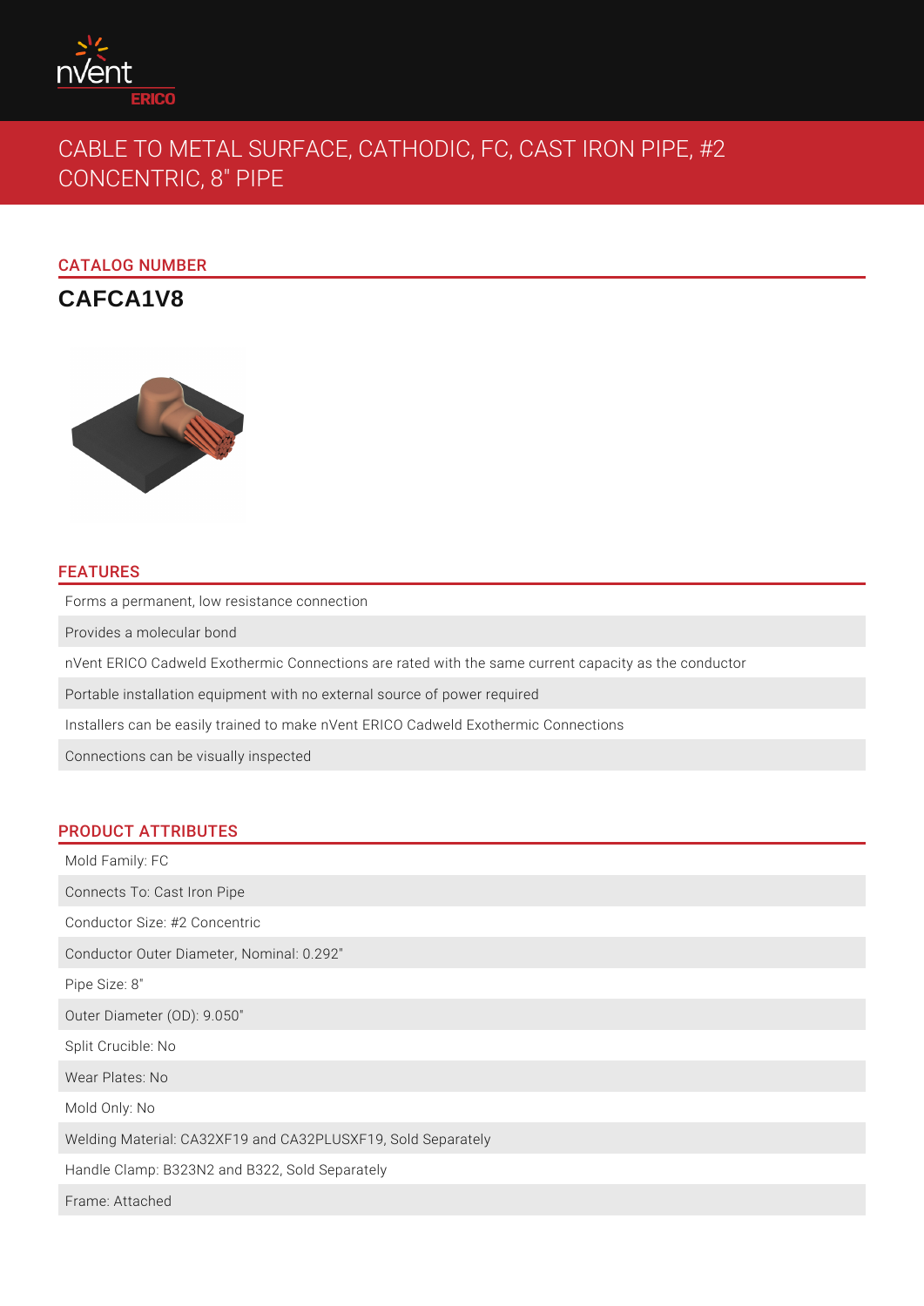# CABLE TO METAL SURFACE, CATHODIC, FC, CAST IRON PIPE, #2 CONCENTRIC, 8" PIPE

## CATALOG NUMBER

**CAFCA1V8**

## FEATURES

- Forms a permanent, low resistance connection
- Provides a molecular bond
- nVent ERICO Cadweld Exothermic Connections are rated with the same current capacity as the conductor
- Portable installation equipment with no external source of power required
- Installers can be easily trained to make nVent ERICO Cadweld Exothermic Connections
- Connections can be visually inspected

## PRODUCT ATTRIBUTES

- Mold Family: FC
- Connects To: Cast Iron Pipe
- Conductor Size: #2 Concentric
- Conductor Outer Diameter, Nominal: 0.292"
- Pipe Size: 8"
- Outer Diameter (OD): 9.050"
- Split Crucible: No
- Wear Plates: No
- Mold Only: No
- Welding Material: CA32XF19 and CA32PLUSXF19, Sold Separately
- Handle Clamp: B323N2 and B322, Sold Separately
- Frame: Attached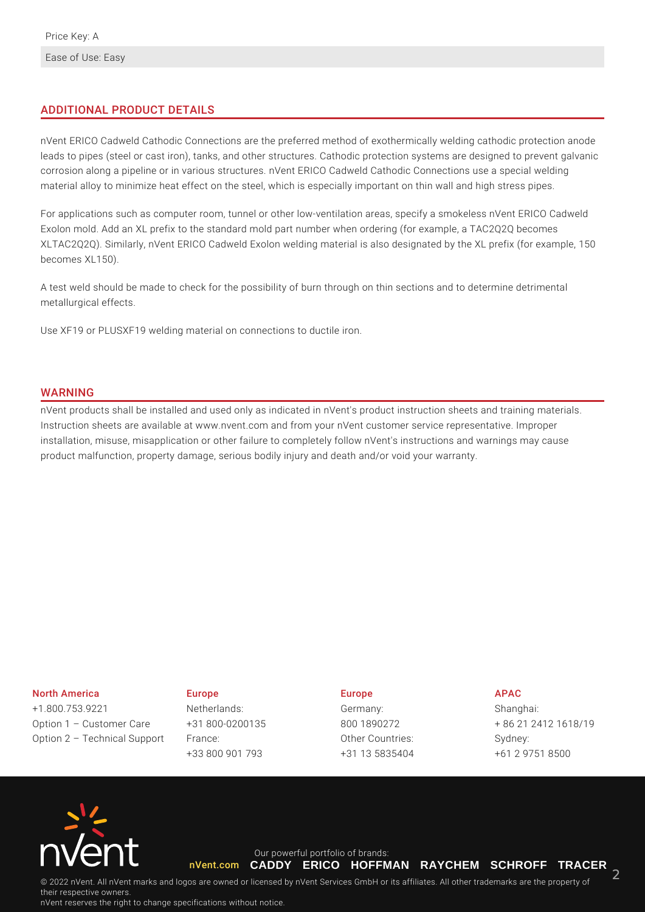Price Key: A

Ease of Use: Easy

## ADDITIONAL PRODUCT DETAILS

nVent ERICO Cadweld Cathodic Connections are the preferred method of exothermically welding cathodic protection anode leads to pipes (steel or cast iron), tanks, and other structures. Cathodic protection systems are designed to prevent galvanic corrosion along a pipeline or in various structures. nVent ERICO Cadweld Cathodic Connections use a special welding material alloy to minimize heat effect on the steel, which is especially important on thin wall and high stress pipes.

For applications such as computer room, tunnel or other low-ventilation areas, specify a smokeless nVent ERICO Cadweld Exolon mold. Add an XL prefix to the standard mold part number when ordering (for example, a TAC2Q2Q becomes XLTAC2Q2Q). Similarly, nVent ERICO Cadweld Exolon welding material is also designated by the XL prefix (for example, 150 becomes XL150).

A test weld should be made to check for the possibility of burn through on thin sections and to determine detrimental metallurgical effects.

Use XF19 or PLUSXF19 welding material on connections to ductile iron.

## WARNING

nVent products shall be installed and used only as indicated in nVent's product instruction sheets and training materials. Instruction sheets are available at www.nvent.com and from your nVent customer service representative. Improper installation, misuse, misapplication or other failure to completely follow nVent's instructions and warnings may cause product malfunction, property damage, serious bodily injury and death and/or void your warranty.

**North America**
+1.800.753.9221
Option 1 – Customer Care
Option 2 – Technical Support

**Europe**
Netherlands:
+31 800-0200135
France:
+33 800 901 793

**Europe**
Germany:
800 1890272
Other Countries:
+31 13 5835404

**APAC**
Shanghai:
+ 86 21 2412 1618/19
Sydney:
+61 2 9751 8500

Our powerful portfolio of brands:
nVent.com CADDY ERICO HOFFMAN RAYCHEM SCHROFF TRACER

© 2022 nVent. All nVent marks and logos are owned or licensed by nVent Services GmbH or its affiliates. All other trademarks are the property of their respective owners.
nVent reserves the right to change specifications without notice.